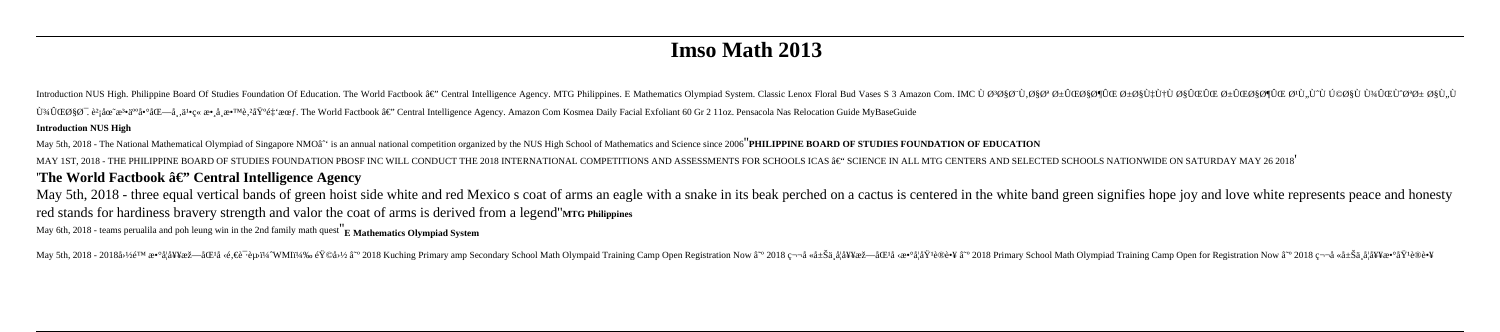# Imso Math 2013

Introduction NUS High. Philippine Board Of Studies Foundation Of Education. The World Factbook â€" Central Intelligence Agency. MTG Philippines. E Mathematics Olympiad System. Classic Lenox Floral Bud Vases S 3 Amazon Com. IMC Ù Ø³Ø§Ø¨Ù‚Ø§Øª Ø±ÙŠØ§Ø¶ÙŠ Ø±Ø§Ù‡Ù†Ù…Ø§ÛŒÛŒ Ø±ÛŒØ§Ø¶ÛŒ Ø¹Ù„Ù Ù©Ø§Ù Ù¾ÛŒÙ¨Ø± Ø§Ù„Ù¾ÛŒØ§Ø¯. è²¡åœ˜æ³•äººå°ˆâ€"å‚³å•ç« æ•™å‚æ•™è‚²åŸºé‡'æœƒ. The World Factbook â€" Central Intelligence Agency. Amazon Com Kosmea Daily Facial Exfoliant 60 Gr 2 11oz. Pensacola Nas Relocation Guide MyBaseGuide

**Introduction NUS High**

May 5th, 2018 - The National Mathematical Olympiad of Singapore NMOâ˜ is an annual national competition organized by the NUS High School of Mathematics and Science since 2006''**PHILIPPINE BOARD OF STUDIES FOUNDATION OF EDUCATION**

MAY 1ST, 2018 - THE PHILIPPINE BOARD OF STUDIES FOUNDATION PBOSF INC WILL CONDUCT THE 2018 INTERNATIONAL COMPETITIONS AND ASSESSMENTS FOR SCHOOLS ICAS â€" SCIENCE IN ALL MTG CENTERS AND SELECTED SCHOOLS NATIONWIDE ON SATURDAY MAY 26 2018'

## 'The World Factbook â€" Central Intelligence Agency

May 5th, 2018 - three equal vertical bands of green hoist side white and red Mexico s coat of arms an eagle with a snake in its beak perched on a cactus is centered in the white band green signifies hope joy and love white represents peace and honesty red stands for hardiness bravery strength and valor the coat of arms is derived from a legend''**MTG Philippines**

May 6th, 2018 - teams perualila and poh leung win in the 2nd family math quest''**E Mathematics Olympiad System**

May 5th, 2018 - 2018å¹½é™ æ•°å¦å¥¥æž—åŒ¹å ‹é€'è¯¾ï¼ˆWMIï¼‰éŸ©å›½ â˜ 2018 Kuching Primary amp Secondary School Math Olympaid Training Camp Open Registration Now â˜ 2018 ç¬¬å «å±Šä¸å¥¥æž—åŒ¹å ‹æ•°å¦åŸ¹è®­ â˜ 2018 Primary School Math Olympiad Training Camp Open for Registration Now â˜ 2018 ç¬¬å «å±Šä¸å¥¥æ•°åŸ¹è®­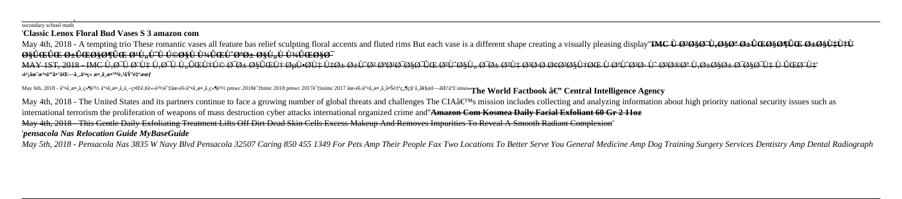secondary school math'

'**Classic Lenox Floral Bud Vases S 3 amazon com**

May 4th, 2018 - A tempting trio These romantic vases all feature bas relief sculpting floral accents and fluted rims But each vase is a different shape creating a visually pleasing display''**IMC Ù Ø³Ø§Ø¯Ù,Ø§Øª Ø±ÛŒØ§Ø¶ÛŒ Ø±Ø§Ù‡Ù† Ø§ÛŒØ±Ø§Ù† ØªÙ,ÙˆÛŒÙ… ÙˆØ§Ù¾ÛŒÙˆØªØ± Ø§Ù,Ù…Ù¾ÛŒØ§Ø¯**

MAY 1ST, 2018 - IMC Ù,Ø¯Ù Ø¨Ù‡ Ù,Ø¯Ù Ù,ÛŒÙ‡Ú© Ø¯Ø± Ø§ÛŒÙ‡ ØµÙ•Ø­Ù‡ Ù‡Ø± Ø±ÙˆØ² ØªØ¹Ø¯Ø§Ø¯ÛŒ Ø³ÙˆØ§Ù„ Ø¯Ø± Ø³Ø·Ø­ Ø¢Ø³Ø§Ù†ØŒ Ù ØªÙˆØ³Ø· Ùˆ Ø³Ø®Øª Ù,Ø±Ø§Ø± Ø¯Ø§Ø¯Ù‡ Ù ÛŒØ´Ùˆ''**è³¼åœ¨æ³¨å†Œ—å¸å·«æ•¸å­¸æ•™è‚²å¸‚é‡'æœƒ**

May 6th, 2018 - å°•å¸æ•¸å­¸ç«¶è³½ å°•å¸æ•¸å¸ç«¶è³½ pmwc 2018è‡ibimc 2018 pmwc 2017è‡inimc 2017 åœ‹éš›å°•å¸æ•¸å­¸ç«¶è³½ åœ‹éš›è‡ imso''**The World Factbook â€" Central Intelligence Agency**

May 4th, 2018 - The United States and its partners continue to face a growing number of global threats and challenges The CIAâ€™s mission includes collecting and analyzing information about high priority national security issues such as international terrorism the proliferation of weapons of mass destruction cyber attacks international organized crime and''**Amazon Com Kosmea Daily Facial Exfoliant 60 Gr 2 11oz**

May 4th, 2018 - This Gentle Daily Exfoliating Treatment Lifts Off Dirt Dead Skin Cells Excess Makeup And Removes Impurities To Reveal A Smooth Radiant Complexion'

'*pensacola Nas Relocation Guide MyBaseGuide*

*May 5th, 2018 - Pensacola Nas 3835 W Navy Blvd Pensacola 32507 Caring 850 455 1349 For Pets Amp Their People Fax Two Locations To Better Serve You General Medicine Amp Dog Training Surgery Services Dentistry Amp Dental Radiograph*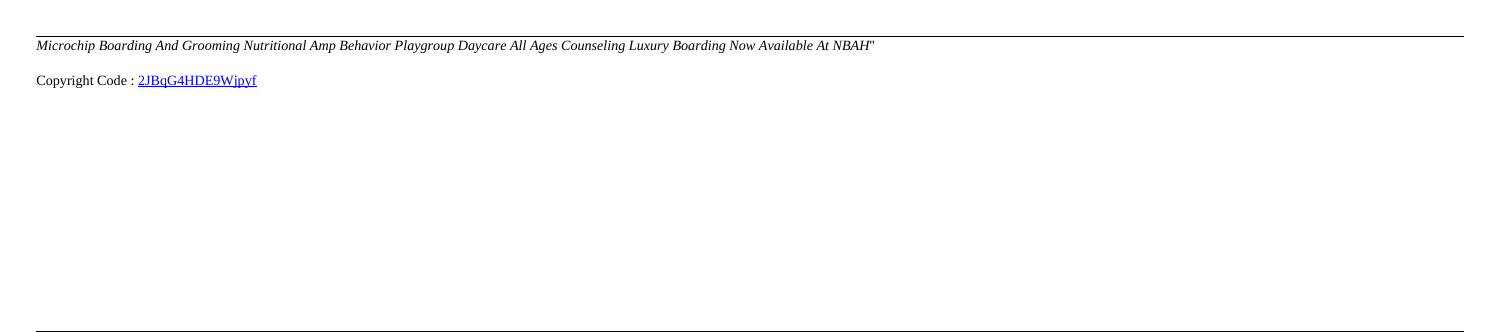*Microchip Boarding And Grooming Nutritional Amp Behavior Playgroup Daycare All Ages Counseling Luxury Boarding Now Available At NBAH*''

Copyright Code : 2JBqG4HDE9Wjpyf